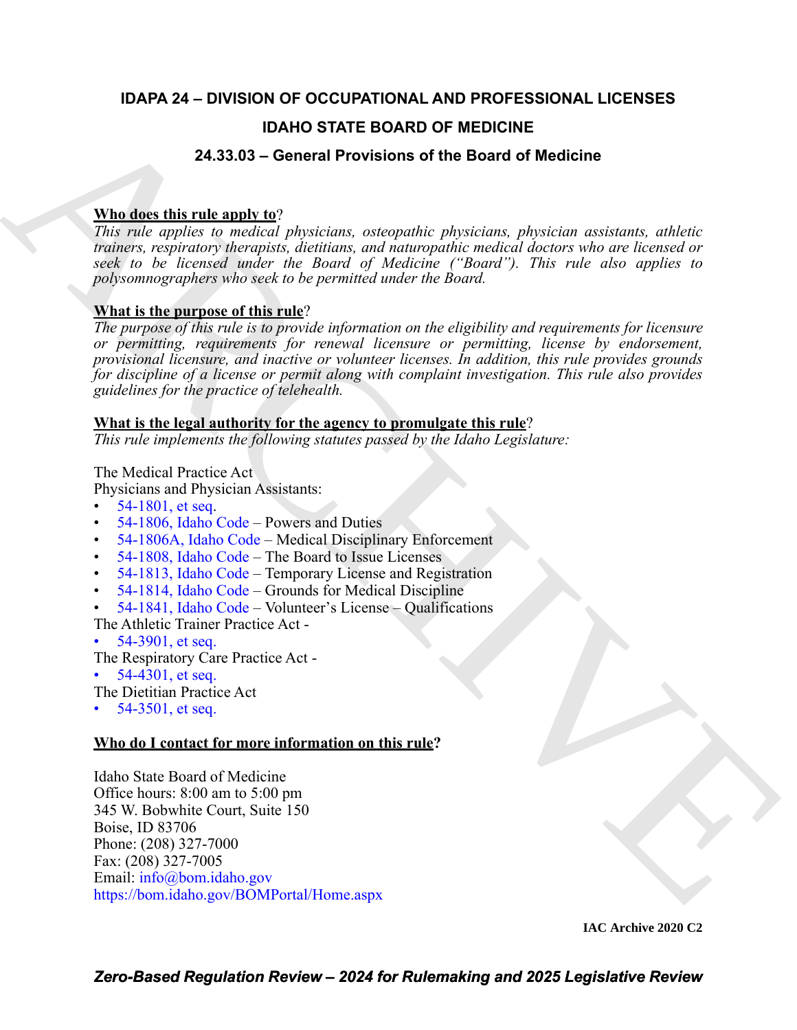# IDAPA 24 – DIVISION OF OCCUPATIONAL AND PROFESSIONAL LICENSES

## IDAHO STATE BOARD OF MEDICINE

## 24.33.03 – General Provisions of the Board of Medicine

**Who does this rule apply to?**

*This rule applies to medical physicians, osteopathic physicians, physician assistants, athletic trainers, respiratory therapists, dietitians, and naturopathic medical doctors who are licensed or seek to be licensed under the Board of Medicine ("Board"). This rule also applies to polysomnographers who seek to be permitted under the Board.*

**What is the purpose of this rule?**

*The purpose of this rule is to provide information on the eligibility and requirements for licensure or permitting, requirements for renewal licensure or permitting, license by endorsement, provisional licensure, and inactive or volunteer licenses. In addition, this rule provides grounds for discipline of a license or permit along with complaint investigation. This rule also provides guidelines for the practice of telehealth.*

**What is the legal authority for the agency to promulgate this rule?**

*This rule implements the following statutes passed by the Idaho Legislature:*

The Medical Practice Act
Physicians and Physician Assistants:
- 54-1801, et seq.
- 54-1806, Idaho Code – Powers and Duties
- 54-1806A, Idaho Code – Medical Disciplinary Enforcement
- 54-1808, Idaho Code – The Board to Issue Licenses
- 54-1813, Idaho Code – Temporary License and Registration
- 54-1814, Idaho Code – Grounds for Medical Discipline
- 54-1841, Idaho Code – Volunteer's License – Qualifications

The Athletic Trainer Practice Act -
- 54-3901, et seq.

The Respiratory Care Practice Act -
- 54-4301, et seq.

The Dietitian Practice Act
- 54-3501, et seq.

**Who do I contact for more information on this rule?**

Idaho State Board of Medicine
Office hours: 8:00 am to 5:00 pm
345 W. Bobwhite Court, Suite 150
Boise, ID 83706
Phone: (208) 327-7000
Fax: (208) 327-7005
Email: info@bom.idaho.gov
https://bom.idaho.gov/BOMPortal/Home.aspx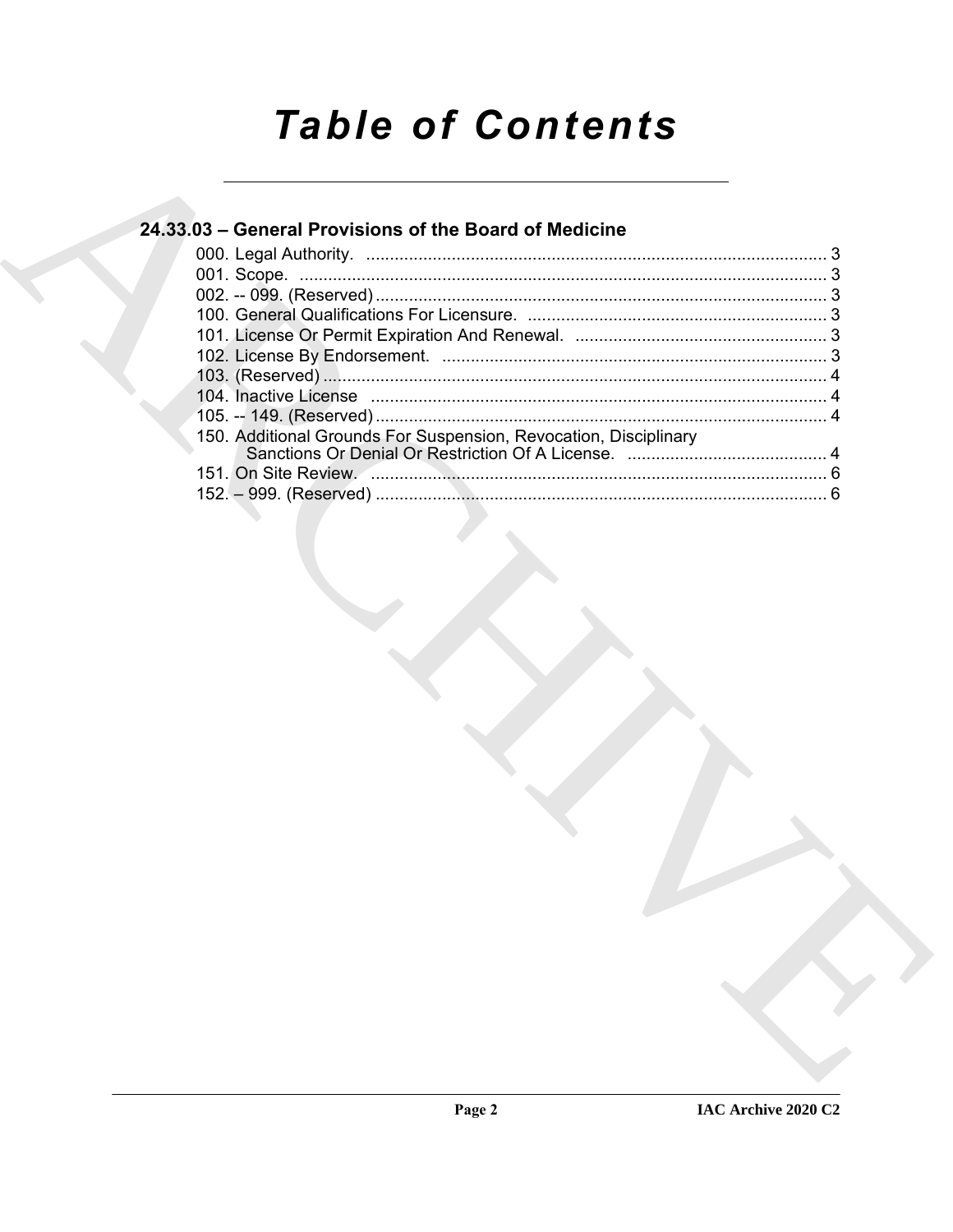# Table of Contents

## 24.33.03 – General Provisions of the Board of Medicine

000. Legal Authority. ........................................................................................ 3
001. Scope. ........................................................................................................ 3
002. -- 099. (Reserved) ....................................................................................... 3
100. General Qualifications For Licensure. ....................................................... 3
101. License Or Permit Expiration And Renewal. ............................................. 3
102. License By Endorsement. ......................................................................... 3
103. (Reserved) .................................................................................................. 4
104. Inactive License ........................................................................................ 4
105. -- 149. (Reserved) ....................................................................................... 4
150. Additional Grounds For Suspension, Revocation, Disciplinary Sanctions Or Denial Or Restriction Of A License. .......................................... 4
151. On Site Review. ......................................................................................... 6
152. – 999. (Reserved) ....................................................................................... 6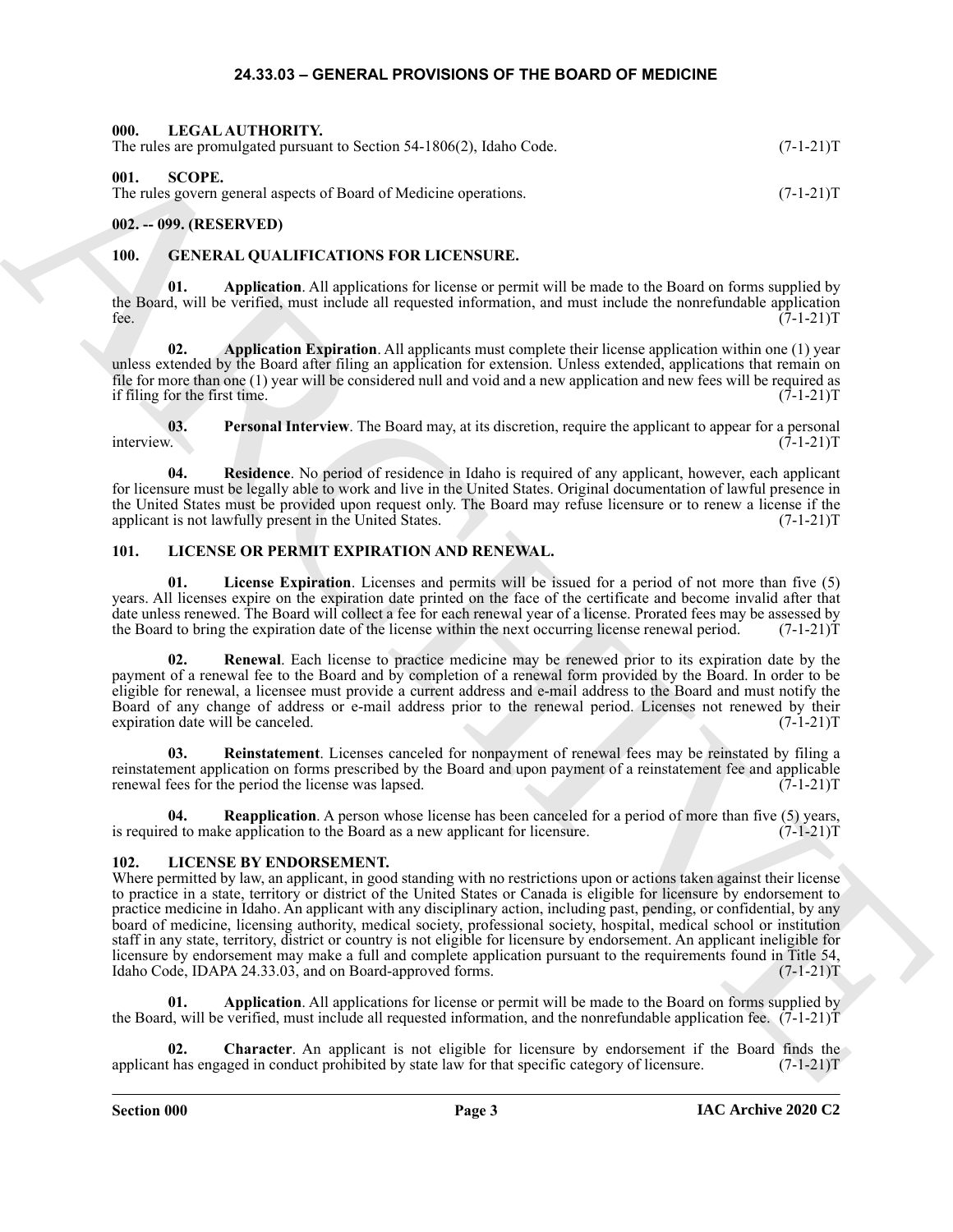# 24.33.03 – GENERAL PROVISIONS OF THE BOARD OF MEDICINE

## 000. LEGAL AUTHORITY.

The rules are promulgated pursuant to Section 54-1806(2), Idaho Code. (7-1-21)T

## 001. SCOPE.

The rules govern general aspects of Board of Medicine operations. (7-1-21)T

## 002. -- 099. (RESERVED)

## 100. GENERAL QUALIFICATIONS FOR LICENSURE.

**01. Application**. All applications for license or permit will be made to the Board on forms supplied by the Board, will be verified, must include all requested information, and must include the nonrefundable application fee. (7-1-21)T

**02. Application Expiration**. All applicants must complete their license application within one (1) year unless extended by the Board after filing an application for extension. Unless extended, applications that remain on file for more than one (1) year will be considered null and void and a new application and new fees will be required as if filing for the first time. (7-1-21)T

**03. Personal Interview**. The Board may, at its discretion, require the applicant to appear for a personal interview. (7-1-21)T

**04. Residence**. No period of residence in Idaho is required of any applicant, however, each applicant for licensure must be legally able to work and live in the United States. Original documentation of lawful presence in the United States must be provided upon request only. The Board may refuse licensure or to renew a license if the applicant is not lawfully present in the United States. (7-1-21)T

## 101. LICENSE OR PERMIT EXPIRATION AND RENEWAL.

**01. License Expiration**. Licenses and permits will be issued for a period of not more than five (5) years. All licenses expire on the expiration date printed on the face of the certificate and become invalid after that date unless renewed. The Board will collect a fee for each renewal year of a license. Prorated fees may be assessed by the Board to bring the expiration date of the license within the next occurring license renewal period. (7-1-21)T

**02. Renewal**. Each license to practice medicine may be renewed prior to its expiration date by the payment of a renewal fee to the Board and by completion of a renewal form provided by the Board. In order to be eligible for renewal, a licensee must provide a current address and e-mail address to the Board and must notify the Board of any change of address or e-mail address prior to the renewal period. Licenses not renewed by their expiration date will be canceled. (7-1-21)T

**03. Reinstatement**. Licenses canceled for nonpayment of renewal fees may be reinstated by filing a reinstatement application on forms prescribed by the Board and upon payment of a reinstatement fee and applicable renewal fees for the period the license was lapsed. (7-1-21)T

**04. Reapplication**. A person whose license has been canceled for a period of more than five (5) years, is required to make application to the Board as a new applicant for licensure. (7-1-21)T

## 102. LICENSE BY ENDORSEMENT.

Where permitted by law, an applicant, in good standing with no restrictions upon or actions taken against their license to practice in a state, territory or district of the United States or Canada is eligible for licensure by endorsement to practice medicine in Idaho. An applicant with any disciplinary action, including past, pending, or confidential, by any board of medicine, licensing authority, medical society, professional society, hospital, medical school or institution staff in any state, territory, district or country is not eligible for licensure by endorsement. An applicant ineligible for licensure by endorsement may make a full and complete application pursuant to the requirements found in Title 54, Idaho Code, IDAPA 24.33.03, and on Board-approved forms. (7-1-21)T

**01. Application**. All applications for license or permit will be made to the Board on forms supplied by the Board, will be verified, must include all requested information, and the nonrefundable application fee. (7-1-21)T

**02. Character**. An applicant is not eligible for licensure by endorsement if the Board finds the applicant has engaged in conduct prohibited by state law for that specific category of licensure. (7-1-21)T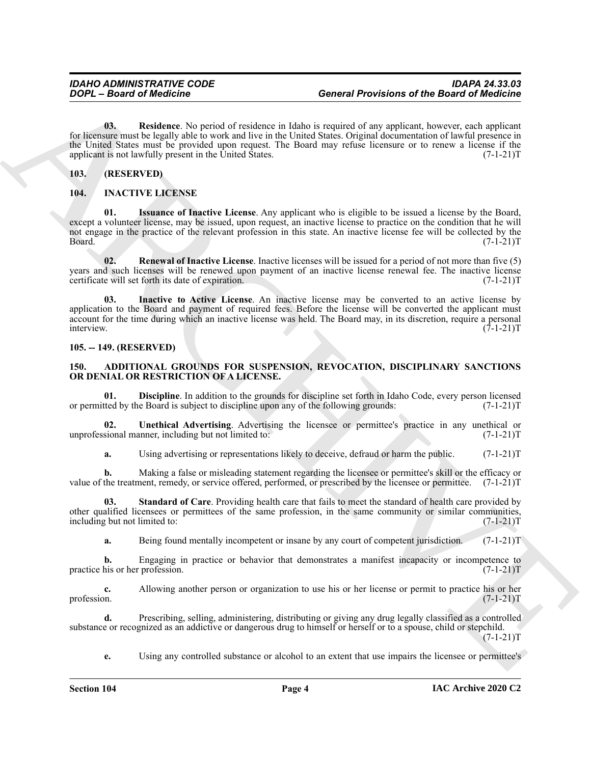**03. Residence**. No period of residence in Idaho is required of any applicant, however, each applicant for licensure must be legally able to work and live in the United States. Original documentation of lawful presence in the United States must be provided upon request. The Board may refuse licensure or to renew a license if the applicant is not lawfully present in the United States. (7-1-21)T

## 103. (RESERVED)

## 104. INACTIVE LICENSE

**01. Issuance of Inactive License**. Any applicant who is eligible to be issued a license by the Board, except a volunteer license, may be issued, upon request, an inactive license to practice on the condition that he will not engage in the practice of the relevant profession in this state. An inactive license fee will be collected by the Board. (7-1-21)T

**02. Renewal of Inactive License**. Inactive licenses will be issued for a period of not more than five (5) years and such licenses will be renewed upon payment of an inactive license renewal fee. The inactive license certificate will set forth its date of expiration. (7-1-21)T

**03. Inactive to Active License**. An inactive license may be converted to an active license by application to the Board and payment of required fees. Before the license will be converted the applicant must account for the time during which an inactive license was held. The Board may, in its discretion, require a personal interview. (7-1-21)T

## 105. -- 149. (RESERVED)

## 150. ADDITIONAL GROUNDS FOR SUSPENSION, REVOCATION, DISCIPLINARY SANCTIONS OR DENIAL OR RESTRICTION OF A LICENSE.

**01. Discipline**. In addition to the grounds for discipline set forth in Idaho Code, every person licensed or permitted by the Board is subject to discipline upon any of the following grounds: (7-1-21)T

**02. Unethical Advertising**. Advertising the licensee or permittee's practice in any unethical or unprofessional manner, including but not limited to: (7-1-21)T

**a.** Using advertising or representations likely to deceive, defraud or harm the public. (7-1-21)T

**b.** Making a false or misleading statement regarding the licensee or permittee's skill or the efficacy or value of the treatment, remedy, or service offered, performed, or prescribed by the licensee or permittee. (7-1-21)T

**03. Standard of Care**. Providing health care that fails to meet the standard of health care provided by other qualified licensees or permittees of the same profession, in the same community or similar communities, including but not limited to: (7-1-21)T

**a.** Being found mentally incompetent or insane by any court of competent jurisdiction. (7-1-21)T

**b.** Engaging in practice or behavior that demonstrates a manifest incapacity or incompetence to practice his or her profession. (7-1-21)T

**c.** Allowing another person or organization to use his or her license or permit to practice his or her profession. (7-1-21)T

**d.** Prescribing, selling, administering, distributing or giving any drug legally classified as a controlled substance or recognized as an addictive or dangerous drug to himself or herself or to a spouse, child or stepchild. (7-1-21)T

**e.** Using any controlled substance or alcohol to an extent that use impairs the licensee or permittee's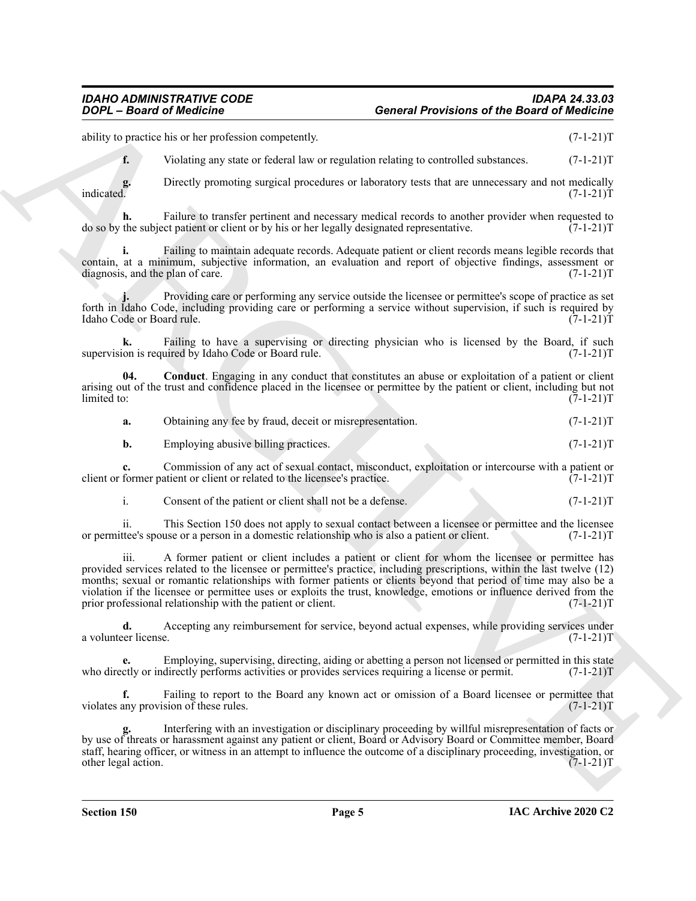ability to practice his or her profession competently. (7-1-21)T

**f.** Violating any state or federal law or regulation relating to controlled substances. (7-1-21)T

**g.** Directly promoting surgical procedures or laboratory tests that are unnecessary and not medically indicated. (7-1-21)T

**h.** Failure to transfer pertinent and necessary medical records to another provider when requested to do so by the subject patient or client or by his or her legally designated representative. (7-1-21)T

**i.** Failing to maintain adequate records. Adequate patient or client records means legible records that contain, at a minimum, subjective information, an evaluation and report of objective findings, assessment or diagnosis, and the plan of care. (7-1-21)T

**j.** Providing care or performing any service outside the licensee or permittee's scope of practice as set forth in Idaho Code, including providing care or performing a service without supervision, if such is required by Idaho Code or Board rule. (7-1-21)T

**k.** Failing to have a supervising or directing physician who is licensed by the Board, if such supervision is required by Idaho Code or Board rule. (7-1-21)T

**04. Conduct**. Engaging in any conduct that constitutes an abuse or exploitation of a patient or client arising out of the trust and confidence placed in the licensee or permittee by the patient or client, including but not limited to: (7-1-21)T

**a.** Obtaining any fee by fraud, deceit or misrepresentation. (7-1-21)T

**b.** Employing abusive billing practices. (7-1-21)T

**c.** Commission of any act of sexual contact, misconduct, exploitation or intercourse with a patient or client or former patient or client or related to the licensee's practice. (7-1-21)T

i. Consent of the patient or client shall not be a defense. (7-1-21)T

ii. This Section 150 does not apply to sexual contact between a licensee or permittee and the licensee or permittee's spouse or a person in a domestic relationship who is also a patient or client. (7-1-21)T

iii. A former patient or client includes a patient or client for whom the licensee or permittee has provided services related to the licensee or permittee's practice, including prescriptions, within the last twelve (12) months; sexual or romantic relationships with former patients or clients beyond that period of time may also be a violation if the licensee or permittee uses or exploits the trust, knowledge, emotions or influence derived from the prior professional relationship with the patient or client. (7-1-21)T

**d.** Accepting any reimbursement for service, beyond actual expenses, while providing services under a volunteer license. (7-1-21)T

**e.** Employing, supervising, directing, aiding or abetting a person not licensed or permitted in this state who directly or indirectly performs activities or provides services requiring a license or permit. (7-1-21)T

**f.** Failing to report to the Board any known act or omission of a Board licensee or permittee that violates any provision of these rules. (7-1-21)T

**g.** Interfering with an investigation or disciplinary proceeding by willful misrepresentation of facts or by use of threats or harassment against any patient or client, Board or Advisory Board or Committee member, Board staff, hearing officer, or witness in an attempt to influence the outcome of a disciplinary proceeding, investigation, or other legal action. (7-1-21)T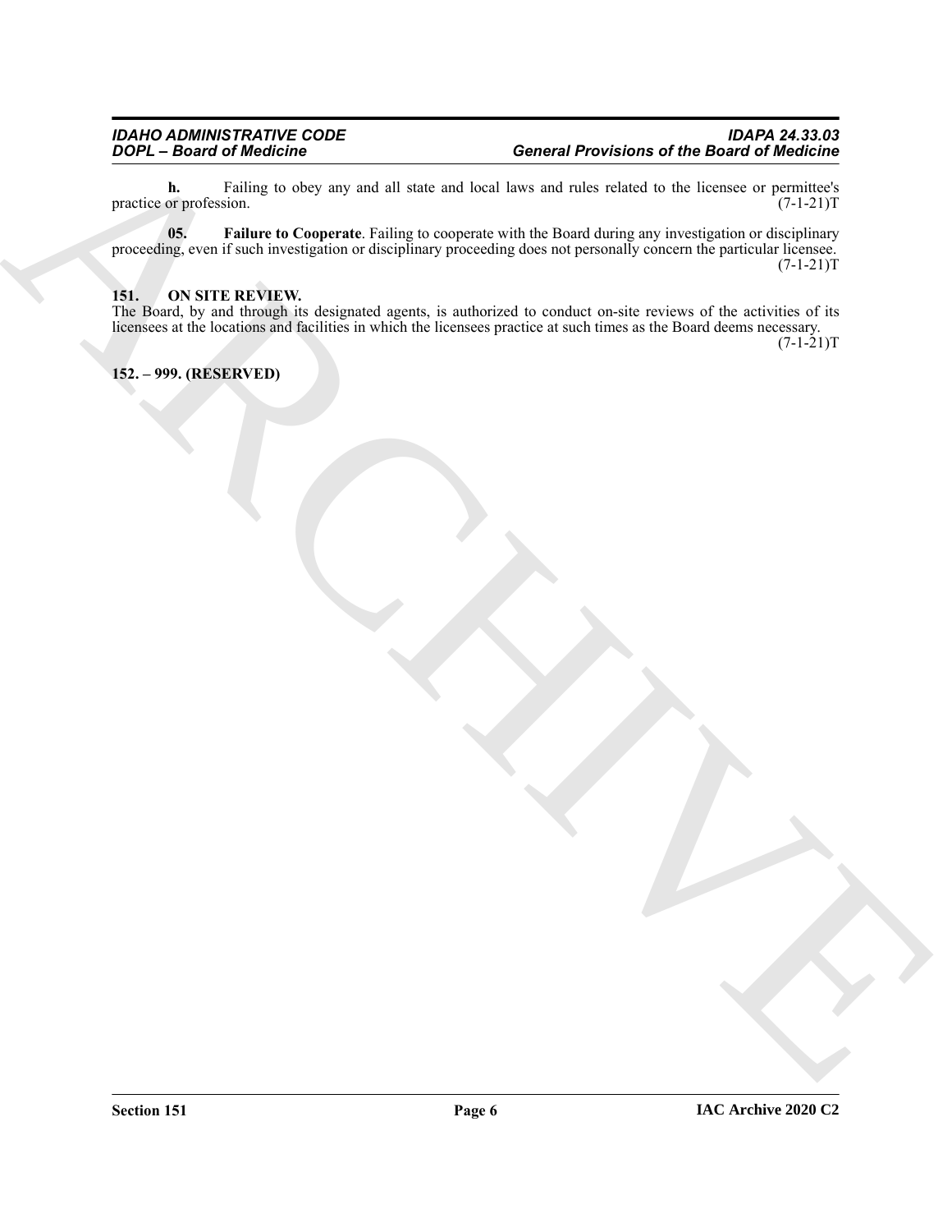**h.** Failing to obey any and all state and local laws and rules related to the licensee or permittee's practice or profession. (7-1-21)T

**05. Failure to Cooperate**. Failing to cooperate with the Board during any investigation or disciplinary proceeding, even if such investigation or disciplinary proceeding does not personally concern the particular licensee. (7-1-21)T

## 151. ON SITE REVIEW.

The Board, by and through its designated agents, is authorized to conduct on-site reviews of the activities of its licensees at the locations and facilities in which the licensees practice at such times as the Board deems necessary. (7-1-21)T

## 152. – 999. (RESERVED)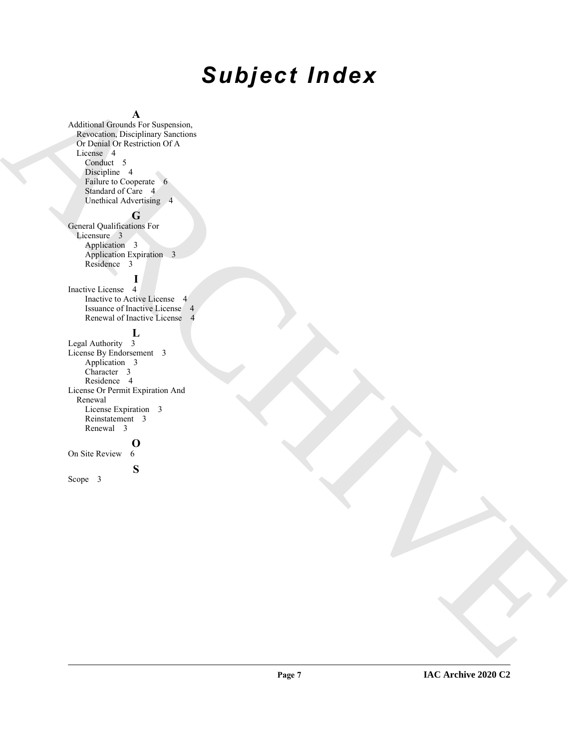# *Subject Index*

**A**

Additional Grounds For Suspension, Revocation, Disciplinary Sanctions Or Denial Or Restriction Of A License 4
- Conduct 5
- Discipline 4
- Failure to Cooperate 6
- Standard of Care 4
- Unethical Advertising 4

**G**

General Qualifications For Licensure 3
- Application 3
- Application Expiration 3
- Residence 3

**I**

Inactive License 4
- Inactive to Active License 4
- Issuance of Inactive License 4
- Renewal of Inactive License 4

**L**

Legal Authority 3

License By Endorsement 3
- Application 3
- Character 3
- Residence 4

License Or Permit Expiration And Renewal
- License Expiration 3
- Reinstatement 3
- Renewal 3

**O**

On Site Review 6

**S**

Scope 3